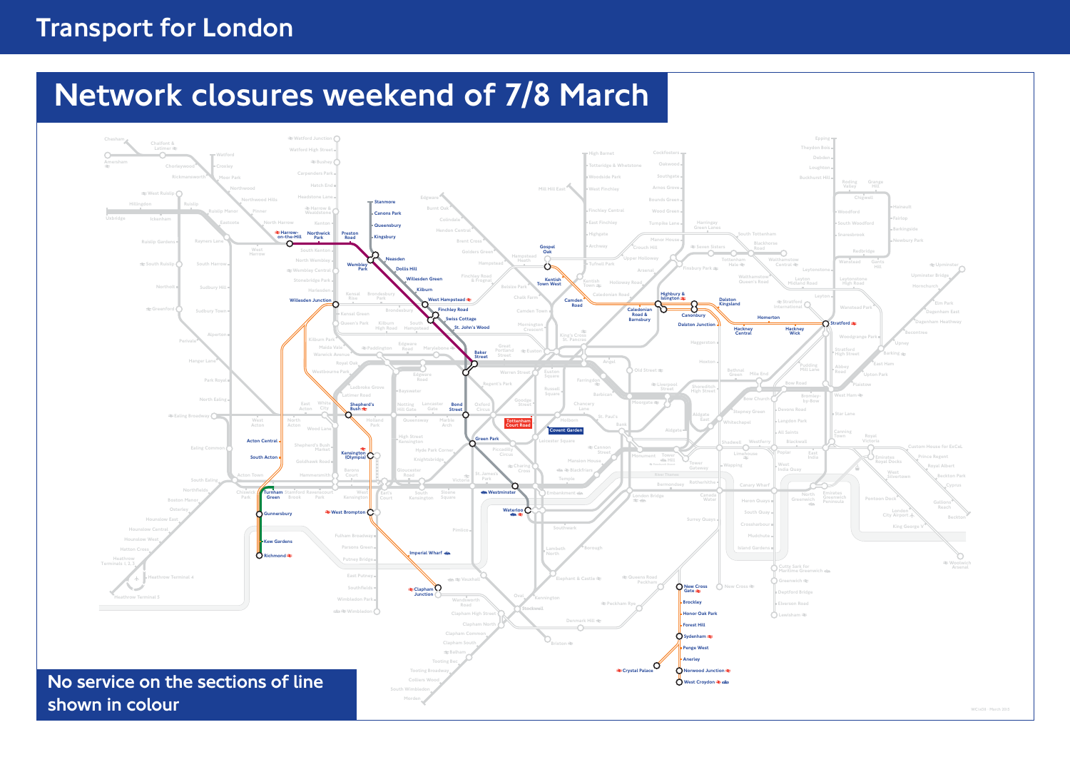# Transport for London

## Network closures weekend of 7/8 March

**No service on the sections of line shown in colour**

Closed sections shown in colour:

- Stanmore – Canons Park – Queensbury – Kingsbury – Wembley Park – Neasden – Dollis Hill – Willesden Green – Kilburn – West Hampstead – Finchley Road – Swiss Cottage – St. John's Wood – Baker Street
- Harrow-on-the-Hill – Northwick Park – Preston Road – Wembley Park
- Baker Street – Bond Street – Green Park – Westminster – Waterloo
- Gospel Oak – Kentish Town West – Camden Road – Caledonian Road & Barnsbury – Highbury & Islington – Canonbury – Dalston Kingsland – Hackney Central – Homerton – Hackney Wick – Stratford
- Dalston Junction – Canonbury
- Willesden Junction – Acton Central – South Acton – Gunnersbury – Kew Gardens – Richmond
- Willesden Junction – Shepherd's Bush – Kensington (Olympia) – West Brompton – Imperial Wharf – Clapham Junction
- Turnham Green – Gunnersbury – Kew Gardens – Richmond
- New Cross Gate – Brockley – Honor Oak Park – Forest Hill – Sydenham – Penge West – Anerley – Norwood Junction – West Croydon
- Sydenham – Crystal Palace

Stations closed: Tottenham Court Road

Stations: Covent Garden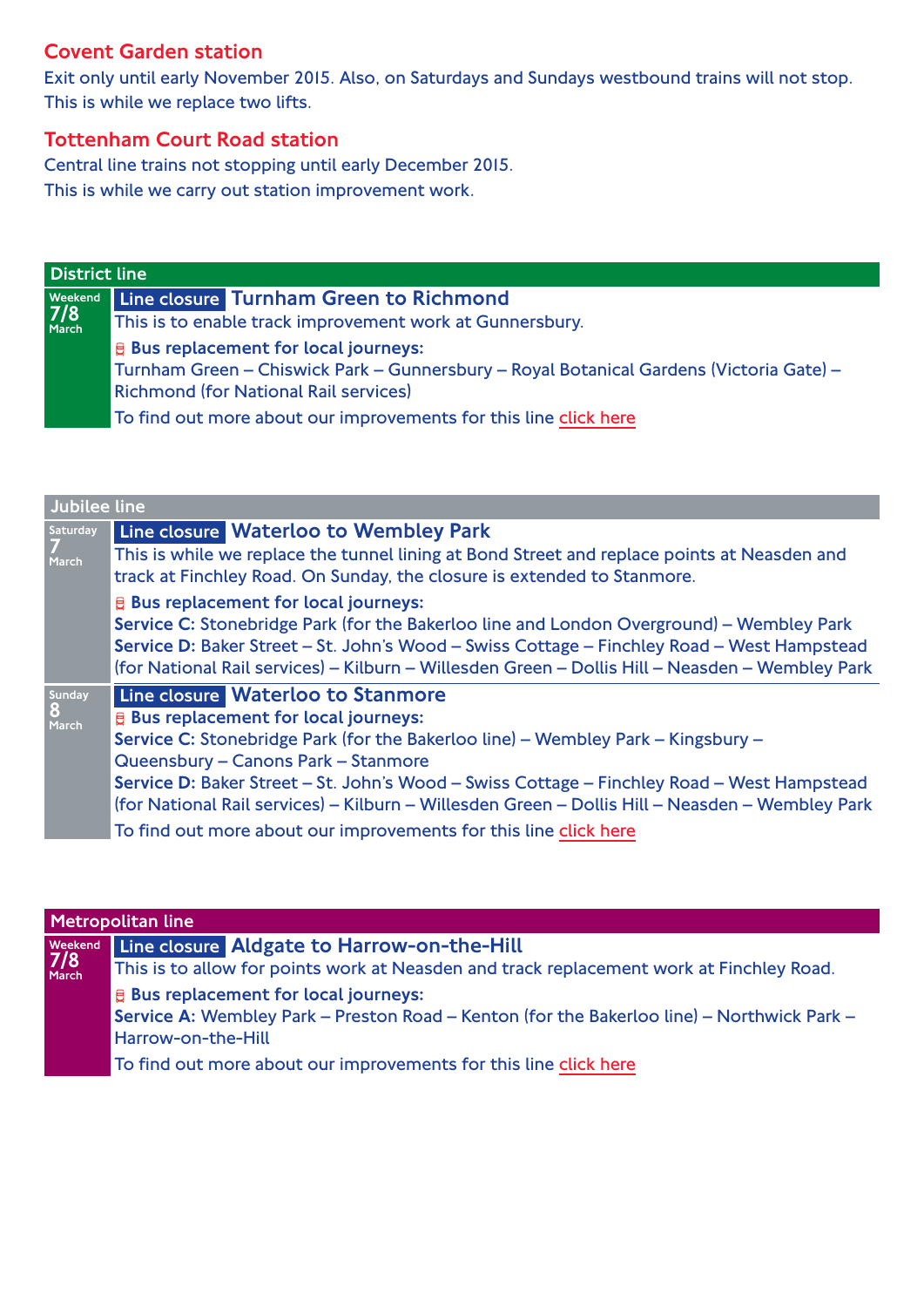## Covent Garden station

Exit only until early November 2015. Also, on Saturdays and Sundays westbound trains will not stop. This is while we replace two lifts.

## Tottenham Court Road station

Central line trains not stopping until early December 2015. This is while we carry out station improvement work.

## District line

**Weekend 7/8 March**

**Line closure** **Turnham Green to Richmond**

This is to enable track improvement work at Gunnersbury.

**Bus replacement for local journeys:**
Turnham Green – Chiswick Park – Gunnersbury – Royal Botanical Gardens (Victoria Gate) – Richmond (for National Rail services)

To find out more about our improvements for this line click here

## Jubilee line

**Saturday 7 March**

**Line closure** **Waterloo to Wembley Park**

This is while we replace the tunnel lining at Bond Street and replace points at Neasden and track at Finchley Road. On Sunday, the closure is extended to Stanmore.

**Bus replacement for local journeys:**
**Service C:** Stonebridge Park (for the Bakerloo line and London Overground) – Wembley Park
**Service D:** Baker Street – St. John's Wood – Swiss Cottage – Finchley Road – West Hampstead (for National Rail services) – Kilburn – Willesden Green – Dollis Hill – Neasden – Wembley Park

**Sunday 8 March**

**Line closure** **Waterloo to Stanmore**

**Bus replacement for local journeys:**
**Service C:** Stonebridge Park (for the Bakerloo line) – Wembley Park – Kingsbury – Queensbury – Canons Park – Stanmore
**Service D:** Baker Street – St. John's Wood – Swiss Cottage – Finchley Road – West Hampstead (for National Rail services) – Kilburn – Willesden Green – Dollis Hill – Neasden – Wembley Park

To find out more about our improvements for this line click here

## Metropolitan line

**Weekend 7/8 March**

**Line closure** **Aldgate to Harrow-on-the-Hill**

This is to allow for points work at Neasden and track replacement work at Finchley Road.

**Bus replacement for local journeys:**
**Service A:** Wembley Park – Preston Road – Kenton (for the Bakerloo line) – Northwick Park – Harrow-on-the-Hill

To find out more about our improvements for this line click here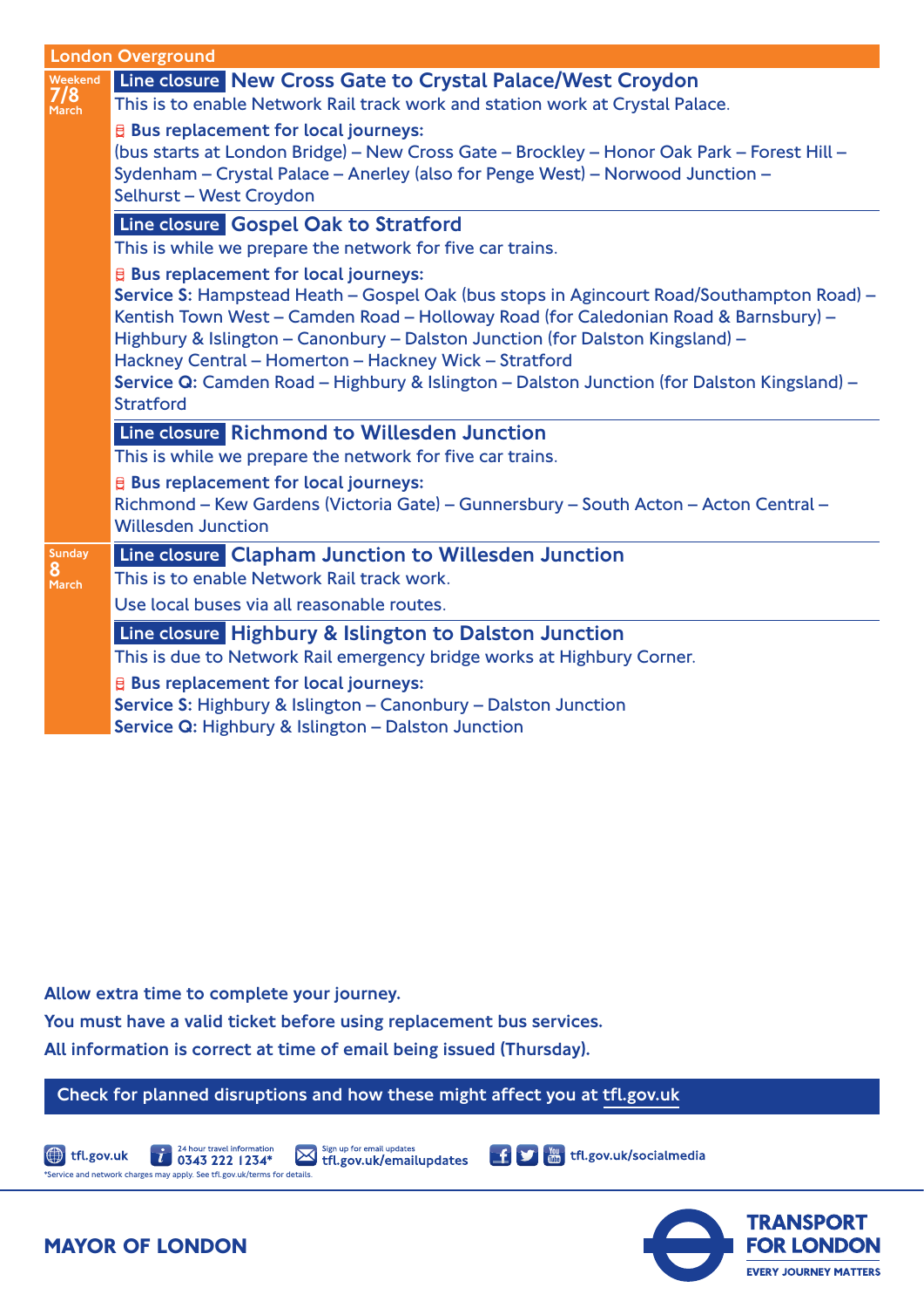## London Overground

### Weekend 7/8 March

**Line closure** **New Cross Gate to Crystal Palace/West Croydon**

This is to enable Network Rail track work and station work at Crystal Palace.

**Bus replacement for local journeys:**
(bus starts at London Bridge) – New Cross Gate – Brockley – Honor Oak Park – Forest Hill – Sydenham – Crystal Palace – Anerley (also for Penge West) – Norwood Junction – Selhurst – West Croydon

**Line closure** **Gospel Oak to Stratford**

This is while we prepare the network for five car trains.

**Bus replacement for local journeys:**
**Service S:** Hampstead Heath – Gospel Oak (bus stops in Agincourt Road/Southampton Road) – Kentish Town West – Camden Road – Holloway Road (for Caledonian Road & Barnsbury) – Highbury & Islington – Canonbury – Dalston Junction (for Dalston Kingsland) – Hackney Central – Homerton – Hackney Wick – Stratford
**Service Q:** Camden Road – Highbury & Islington – Dalston Junction (for Dalston Kingsland) – Stratford

**Line closure** **Richmond to Willesden Junction**

This is while we prepare the network for five car trains.

**Bus replacement for local journeys:**
Richmond – Kew Gardens (Victoria Gate) – Gunnersbury – South Acton – Acton Central – Willesden Junction

### Sunday 8 March

**Line closure** **Clapham Junction to Willesden Junction**

This is to enable Network Rail track work.

Use local buses via all reasonable routes.

**Line closure** **Highbury & Islington to Dalston Junction**

This is due to Network Rail emergency bridge works at Highbury Corner.

**Bus replacement for local journeys:**
**Service S:** Highbury & Islington – Canonbury – Dalston Junction
**Service Q:** Highbury & Islington – Dalston Junction

**Allow extra time to complete your journey.**
**You must have a valid ticket before using replacement bus services.**
**All information is correct at time of email being issued (Thursday).**

**Check for planned disruptions and how these might affect you at tfl.gov.uk**

tfl.gov.uk | 24 hour travel information 0343 222 1234* | Sign up for email updates tfl.gov.uk/emailupdates | tfl.gov.uk/socialmedia

*Service and network charges may apply. See tfl.gov.uk/terms for details.

**MAYOR OF LONDON**

**TRANSPORT FOR LONDON**
**EVERY JOURNEY MATTERS**